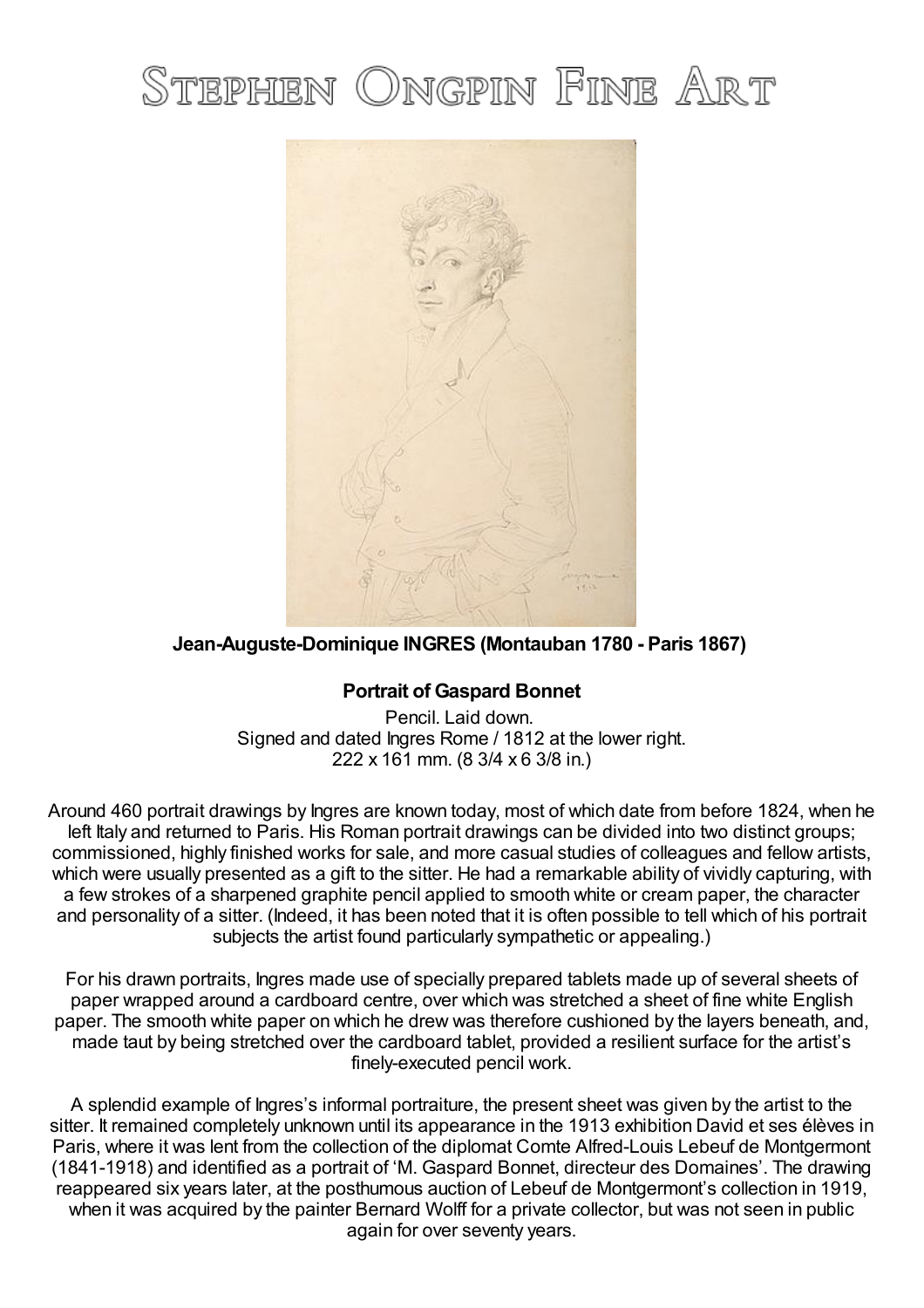# Stephen Ongpin Fine Art

**Jean-Auguste-Dominique INGRES (Montauban 1780 - Paris 1867)**

**Portrait of Gaspard Bonnet**

Pencil. Laid down.
Signed and dated Ingres Rome / 1812 at the lower right.
222 x 161 mm. (8 3/4 x 6 3/8 in.)

Around 460 portrait drawings by Ingres are known today, most of which date from before 1824, when he left Italy and returned to Paris. His Roman portrait drawings can be divided into two distinct groups; commissioned, highly finished works for sale, and more casual studies of colleagues and fellow artists, which were usually presented as a gift to the sitter. He had a remarkable ability of vividly capturing, with a few strokes of a sharpened graphite pencil applied to smooth white or cream paper, the character and personality of a sitter. (Indeed, it has been noted that it is often possible to tell which of his portrait subjects the artist found particularly sympathetic or appealing.)

For his drawn portraits, Ingres made use of specially prepared tablets made up of several sheets of paper wrapped around a cardboard centre, over which was stretched a sheet of fine white English paper. The smooth white paper on which he drew was therefore cushioned by the layers beneath, and, made taut by being stretched over the cardboard tablet, provided a resilient surface for the artist's finely-executed pencil work.

A splendid example of Ingres's informal portraiture, the present sheet was given by the artist to the sitter. It remained completely unknown until its appearance in the 1913 exhibition David et ses élèves in Paris, where it was lent from the collection of the diplomat Comte Alfred-Louis Lebeuf de Montgermont (1841-1918) and identified as a portrait of 'M. Gaspard Bonnet, directeur des Domaines'. The drawing reappeared six years later, at the posthumous auction of Lebeuf de Montgermont's collection in 1919, when it was acquired by the painter Bernard Wolff for a private collector, but was not seen in public again for over seventy years.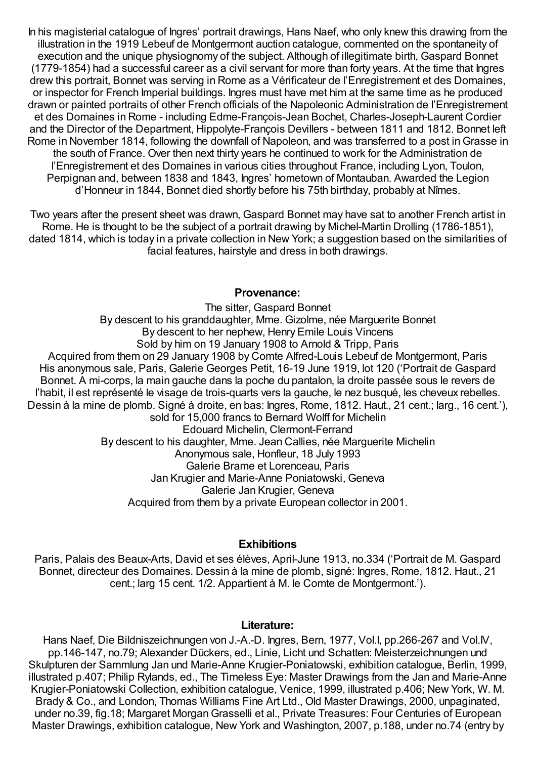In his magisterial catalogue of Ingres' portrait drawings, Hans Naef, who only knew this drawing from the illustration in the 1919 Lebeuf de Montgermont auction catalogue, commented on the spontaneity of execution and the unique physiognomy of the subject. Although of illegitimate birth, Gaspard Bonnet (1779-1854) had a successful career as a civil servant for more than forty years. At the time that Ingres drew this portrait, Bonnet was serving in Rome as a Vérificateur de l'Enregistrement et des Domaines, or inspector for French Imperial buildings. Ingres must have met him at the same time as he produced drawn or painted portraits of other French officials of the Napoleonic Administration de l'Enregistrement et des Domaines in Rome - including Edme-François-Jean Bochet, Charles-Joseph-Laurent Cordier and the Director of the Department, Hippolyte-François Devillers - between 1811 and 1812. Bonnet left Rome in November 1814, following the downfall of Napoleon, and was transferred to a post in Grasse in the south of France. Over then next thirty years he continued to work for the Administration de l'Enregistrement et des Domaines in various cities throughout France, including Lyon, Toulon, Perpignan and, between 1838 and 1843, Ingres' hometown of Montauban. Awarded the Legion d'Honneur in 1844, Bonnet died shortly before his 75th birthday, probably at Nîmes.

Two years after the present sheet was drawn, Gaspard Bonnet may have sat to another French artist in Rome. He is thought to be the subject of a portrait drawing by Michel-Martin Drolling (1786-1851), dated 1814, which is today in a private collection in New York; a suggestion based on the similarities of facial features, hairstyle and dress in both drawings.

**Provenance:**

The sitter, Gaspard Bonnet
By descent to his granddaughter, Mme. Gizolme, née Marguerite Bonnet
By descent to her nephew, Henry Emile Louis Vincens
Sold by him on 19 January 1908 to Arnold & Tripp, Paris
Acquired from them on 29 January 1908 by Comte Alfred-Louis Lebeuf de Montgermont, Paris
His anonymous sale, Paris, Galerie Georges Petit, 16-19 June 1919, lot 120 ('Portrait de Gaspard Bonnet. A mi-corps, la main gauche dans la poche du pantalon, la droite passée sous le revers de l'habit, il est représenté le visage de trois-quarts vers la gauche, le nez busqué, les cheveux rebelles. Dessin à la mine de plomb. Signé à droite, en bas: Ingres, Rome, 1812. Haut., 21 cent.; larg., 16 cent.'), sold for 15,000 francs to Bernard Wolff for Michelin
Edouard Michelin, Clermont-Ferrand
By descent to his daughter, Mme. Jean Callies, née Marguerite Michelin
Anonymous sale, Honfleur, 18 July 1993
Galerie Brame et Lorenceau, Paris
Jan Krugier and Marie-Anne Poniatowski, Geneva
Galerie Jan Krugier, Geneva
Acquired from them by a private European collector in 2001.

**Exhibitions**

Paris, Palais des Beaux-Arts, David et ses élèves, April-June 1913, no.334 ('Portrait de M. Gaspard Bonnet, directeur des Domaines. Dessin à la mine de plomb, signé: Ingres, Rome, 1812. Haut., 21 cent.; larg 15 cent. 1/2. Appartient à M. le Comte de Montgermont.').

**Literature:**

Hans Naef, Die Bildniszeichnungen von J.-A.-D. Ingres, Bern, 1977, Vol.I, pp.266-267 and Vol.IV, pp.146-147, no.79; Alexander Dückers, ed., Linie, Licht und Schatten: Meisterzeichnungen und Skulpturen der Sammlung Jan und Marie-Anne Krugier-Poniatowski, exhibition catalogue, Berlin, 1999, illustrated p.407; Philip Rylands, ed., The Timeless Eye: Master Drawings from the Jan and Marie-Anne Krugier-Poniatowski Collection, exhibition catalogue, Venice, 1999, illustrated p.406; New York, W. M. Brady & Co., and London, Thomas Williams Fine Art Ltd., Old Master Drawings, 2000, unpaginated, under no.39, fig.18; Margaret Morgan Grasselli et al., Private Treasures: Four Centuries of European Master Drawings, exhibition catalogue, New York and Washington, 2007, p.188, under no.74 (entry by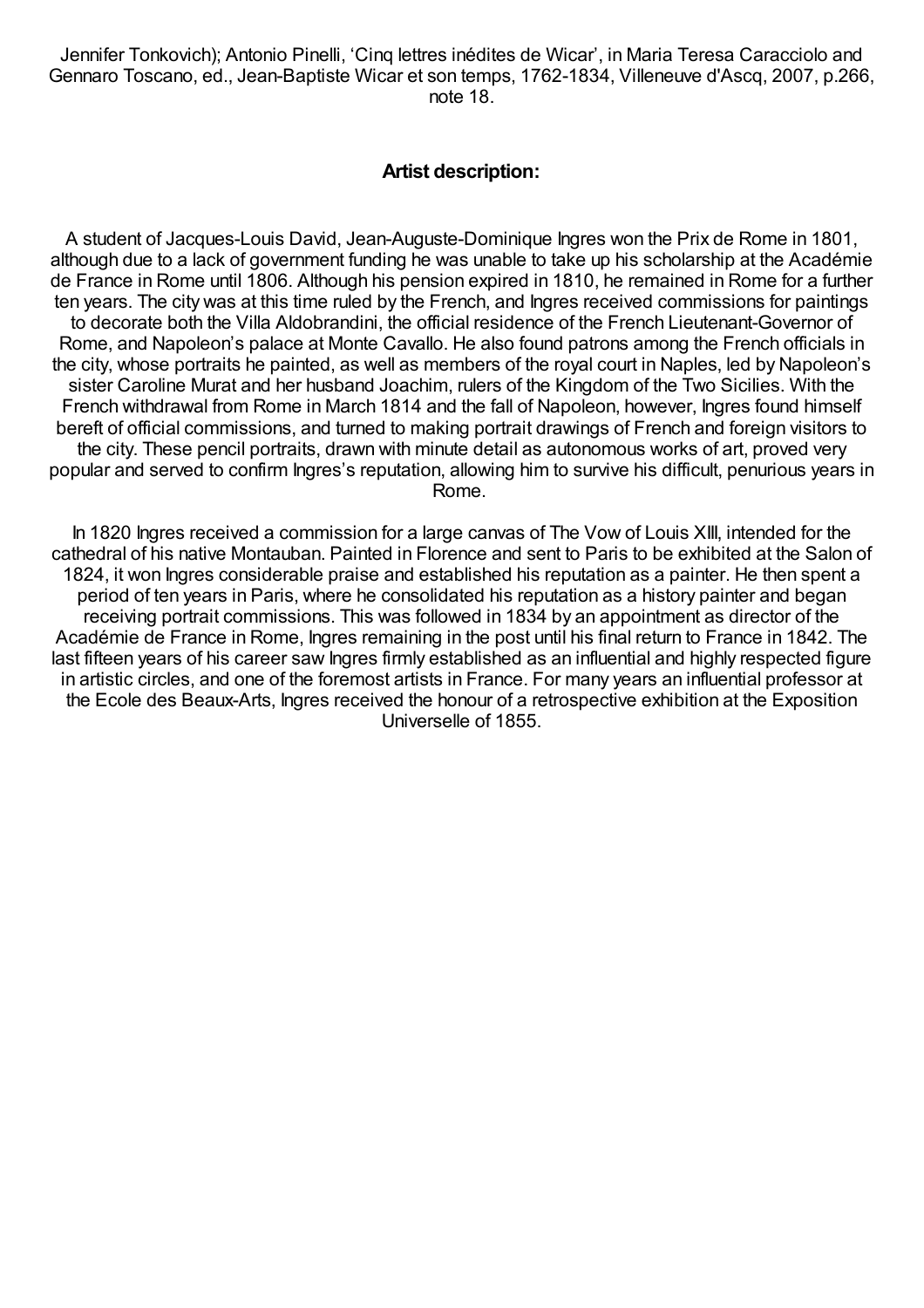Jennifer Tonkovich); Antonio Pinelli, 'Cinq lettres inédites de Wicar', in Maria Teresa Caracciolo and Gennaro Toscano, ed., Jean-Baptiste Wicar et son temps, 1762-1834, Villeneuve d'Ascq, 2007, p.266, note 18.

## Artist description:

A student of Jacques-Louis David, Jean-Auguste-Dominique Ingres won the Prix de Rome in 1801, although due to a lack of government funding he was unable to take up his scholarship at the Académie de France in Rome until 1806. Although his pension expired in 1810, he remained in Rome for a further ten years. The city was at this time ruled by the French, and Ingres received commissions for paintings to decorate both the Villa Aldobrandini, the official residence of the French Lieutenant-Governor of Rome, and Napoleon's palace at Monte Cavallo. He also found patrons among the French officials in the city, whose portraits he painted, as well as members of the royal court in Naples, led by Napoleon's sister Caroline Murat and her husband Joachim, rulers of the Kingdom of the Two Sicilies. With the French withdrawal from Rome in March 1814 and the fall of Napoleon, however, Ingres found himself bereft of official commissions, and turned to making portrait drawings of French and foreign visitors to the city. These pencil portraits, drawn with minute detail as autonomous works of art, proved very popular and served to confirm Ingres's reputation, allowing him to survive his difficult, penurious years in Rome.

In 1820 Ingres received a commission for a large canvas of The Vow of Louis XIII, intended for the cathedral of his native Montauban. Painted in Florence and sent to Paris to be exhibited at the Salon of 1824, it won Ingres considerable praise and established his reputation as a painter. He then spent a period of ten years in Paris, where he consolidated his reputation as a history painter and began receiving portrait commissions. This was followed in 1834 by an appointment as director of the Académie de France in Rome, Ingres remaining in the post until his final return to France in 1842. The last fifteen years of his career saw Ingres firmly established as an influential and highly respected figure in artistic circles, and one of the foremost artists in France. For many years an influential professor at the Ecole des Beaux-Arts, Ingres received the honour of a retrospective exhibition at the Exposition Universelle of 1855.